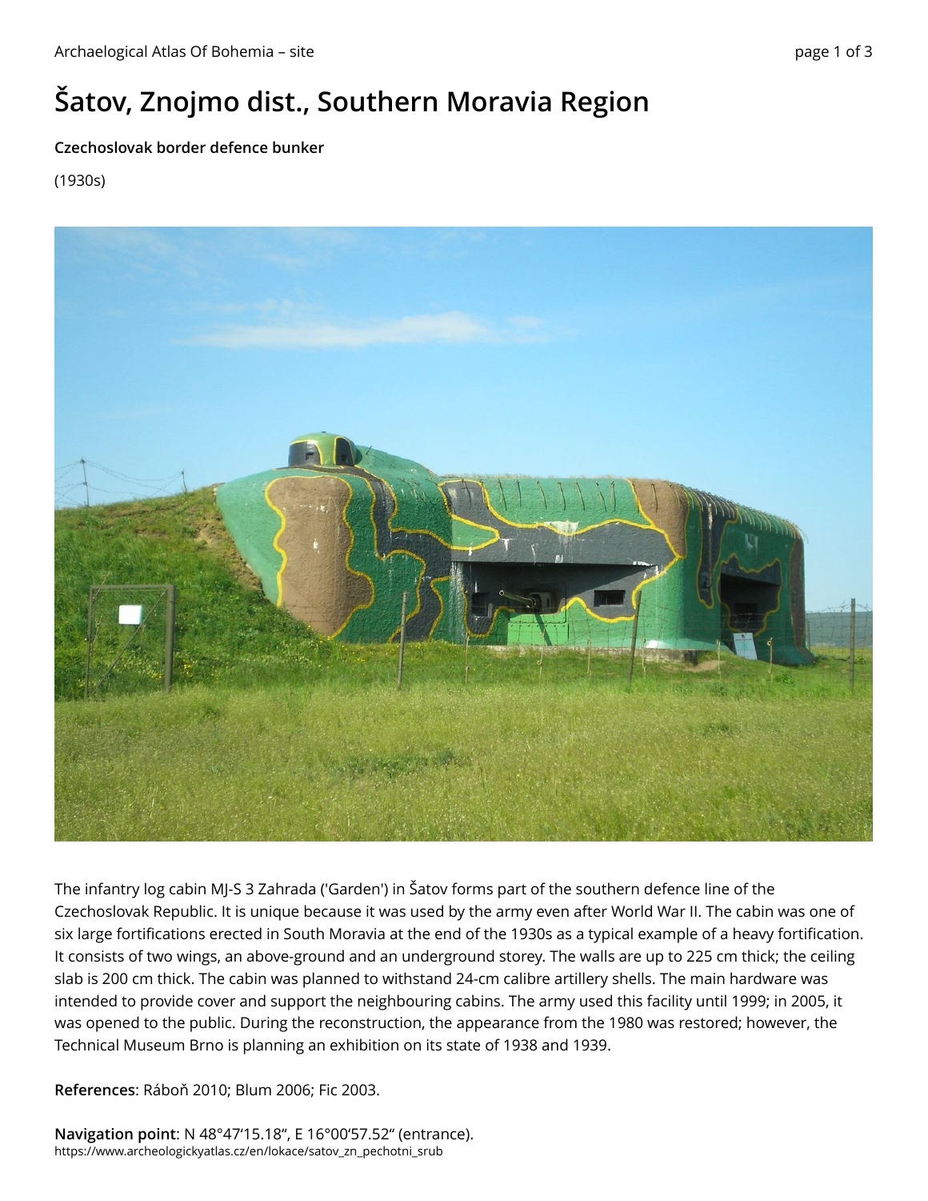# Šatov, Znojmo dist., Southern Moravia Region

**Czechoslovak border defence bunker**

(1930s)

The infantry log cabin MJ-S 3 Zahrada ('Garden') in Šatov forms part of the southern defence line of the Czechoslovak Republic. It is unique because it was used by the army even after World War II. The cabin was one of six large fortifications erected in South Moravia at the end of the 1930s as a typical example of a heavy fortification. It consists of two wings, an above-ground and an underground storey. The walls are up to 225 cm thick; the ceiling slab is 200 cm thick. The cabin was planned to withstand 24-cm calibre artillery shells. The main hardware was intended to provide cover and support the neighbouring cabins. The army used this facility until 1999; in 2005, it was opened to the public. During the reconstruction, the appearance from the 1980 was restored; however, the Technical Museum Brno is planning an exhibition on its state of 1938 and 1939.

**References**: Ráboň 2010; Blum 2006; Fic 2003.

**Navigation point**: N 48°47'15.18", E 16°00'57.52" (entrance).

https://www.archeologickyatlas.cz/en/lokace/satov_zn_pechotni_srub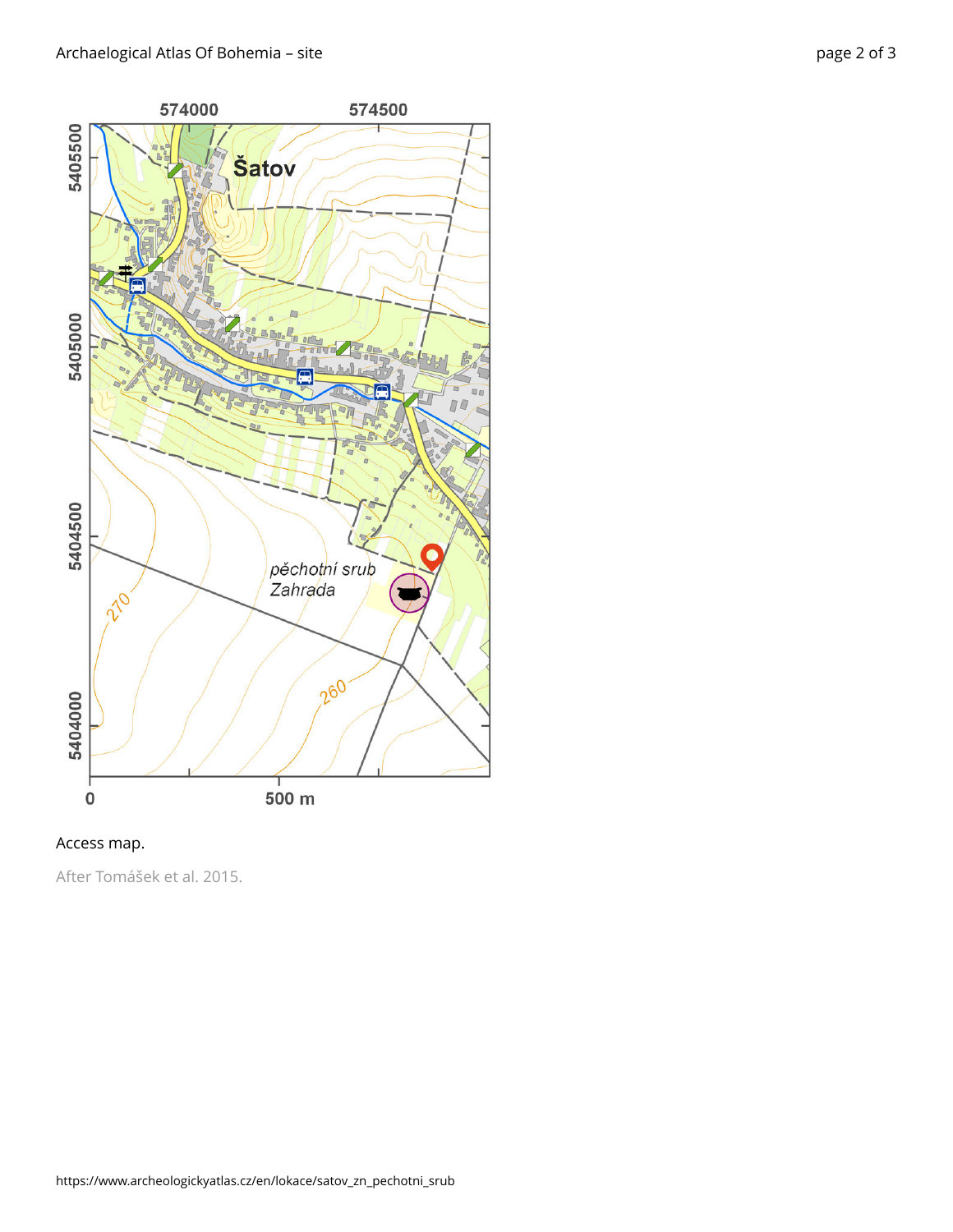Access map.

After Tomášek et al. 2015.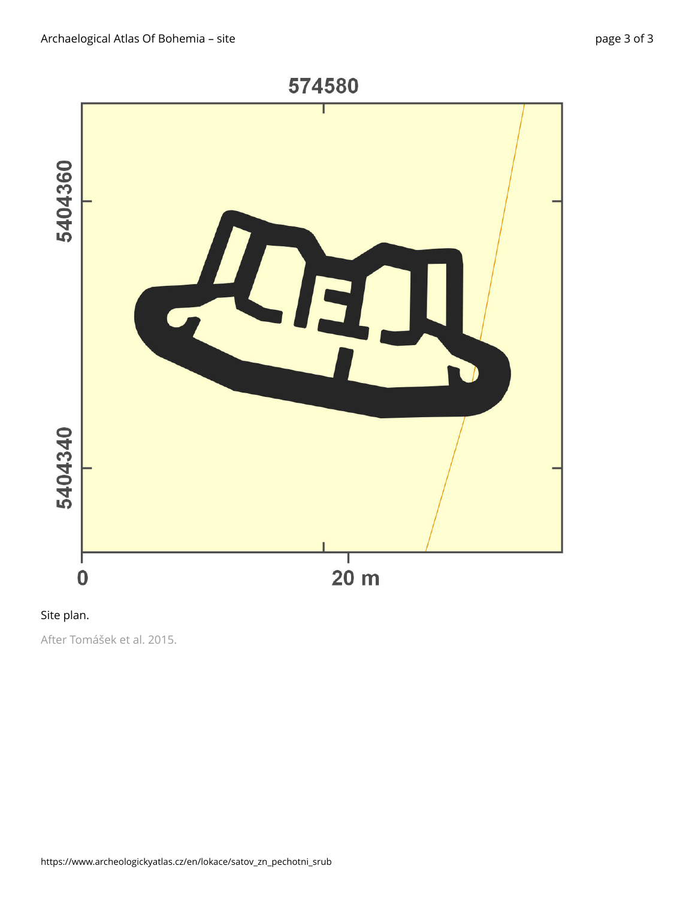574580

5404360

5404340

0

20 m

Site plan.

After Tomášek et al. 2015.

https://www.archeologickyatlas.cz/en/lokace/satov_zn_pechotni_srub